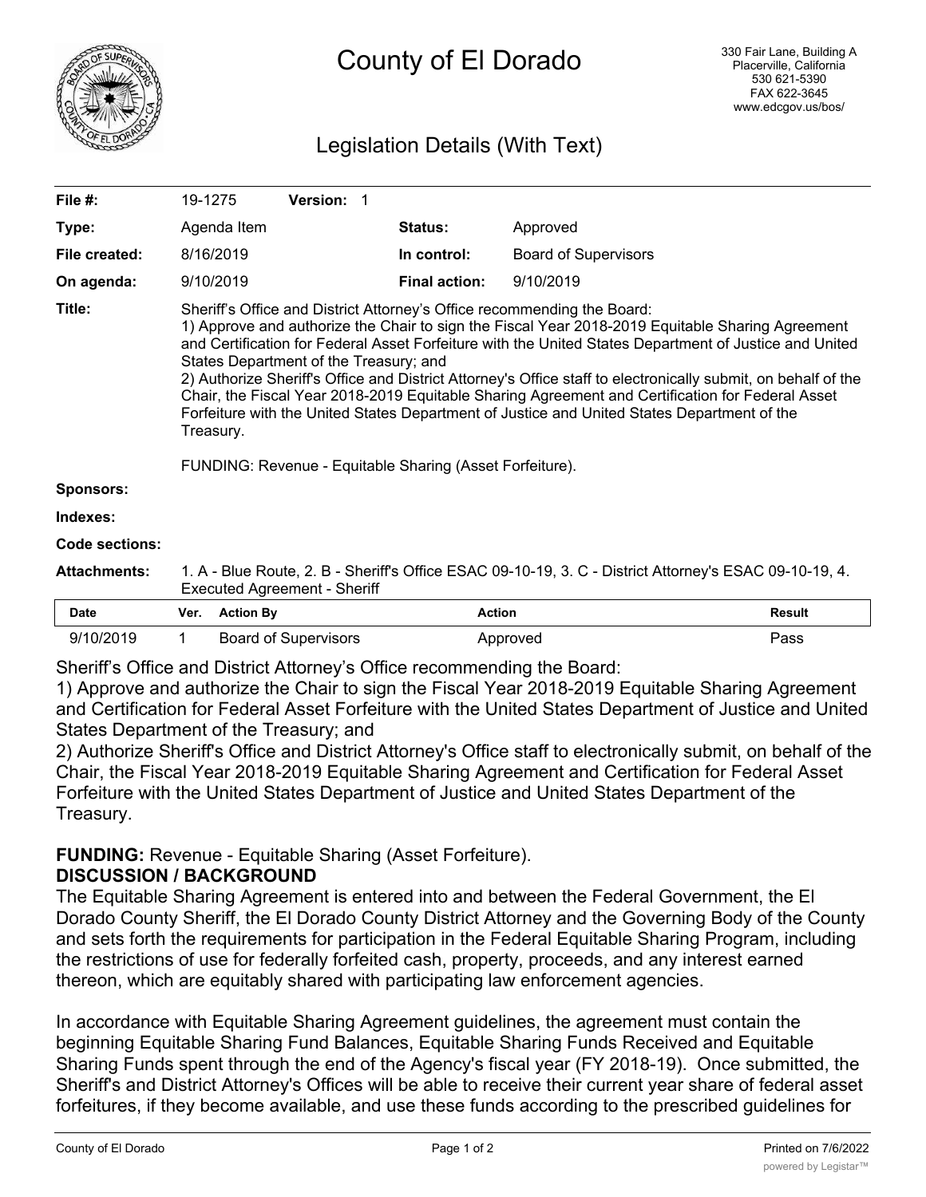# County of El Dorado

330 Fair Lane, Building A
Placerville, California
530 621-5390
FAX 622-3645
www.edcgov.us/bos/

## Legislation Details (With Text)

| | | | | |
|---|---|---|---|---|
| **File #:** | 19-1275 **Version:** 1 | | | |
| **Type:** | Agenda Item | | **Status:** | Approved |
| **File created:** | 8/16/2019 | | **In control:** | Board of Supervisors |
| **On agenda:** | 9/10/2019 | | **Final action:** | 9/10/2019 |

**Title:** Sheriff's Office and District Attorney's Office recommending the Board:
1) Approve and authorize the Chair to sign the Fiscal Year 2018-2019 Equitable Sharing Agreement and Certification for Federal Asset Forfeiture with the United States Department of Justice and United States Department of the Treasury; and
2) Authorize Sheriff's Office and District Attorney's Office staff to electronically submit, on behalf of the Chair, the Fiscal Year 2018-2019 Equitable Sharing Agreement and Certification for Federal Asset Forfeiture with the United States Department of Justice and United States Department of the Treasury.

FUNDING: Revenue - Equitable Sharing (Asset Forfeiture).

**Sponsors:**

**Indexes:**

**Code sections:**

**Attachments:** 1. A - Blue Route, 2. B - Sheriff's Office ESAC 09-10-19, 3. C - District Attorney's ESAC 09-10-19, 4. Executed Agreement - Sheriff

| Date | Ver. | Action By | Action | Result |
|---|---|---|---|---|
| 9/10/2019 | 1 | Board of Supervisors | Approved | Pass |

Sheriff's Office and District Attorney's Office recommending the Board:
1) Approve and authorize the Chair to sign the Fiscal Year 2018-2019 Equitable Sharing Agreement and Certification for Federal Asset Forfeiture with the United States Department of Justice and United States Department of the Treasury; and
2) Authorize Sheriff's Office and District Attorney's Office staff to electronically submit, on behalf of the Chair, the Fiscal Year 2018-2019 Equitable Sharing Agreement and Certification for Federal Asset Forfeiture with the United States Department of Justice and United States Department of the Treasury.

**FUNDING:** Revenue - Equitable Sharing (Asset Forfeiture).

**DISCUSSION / BACKGROUND**

The Equitable Sharing Agreement is entered into and between the Federal Government, the El Dorado County Sheriff, the El Dorado County District Attorney and the Governing Body of the County and sets forth the requirements for participation in the Federal Equitable Sharing Program, including the restrictions of use for federally forfeited cash, property, proceeds, and any interest earned thereon, which are equitably shared with participating law enforcement agencies.

In accordance with Equitable Sharing Agreement guidelines, the agreement must contain the beginning Equitable Sharing Fund Balances, Equitable Sharing Funds Received and Equitable Sharing Funds spent through the end of the Agency's fiscal year (FY 2018-19). Once submitted, the Sheriff's and District Attorney's Offices will be able to receive their current year share of federal asset forfeitures, if they become available, and use these funds according to the prescribed guidelines for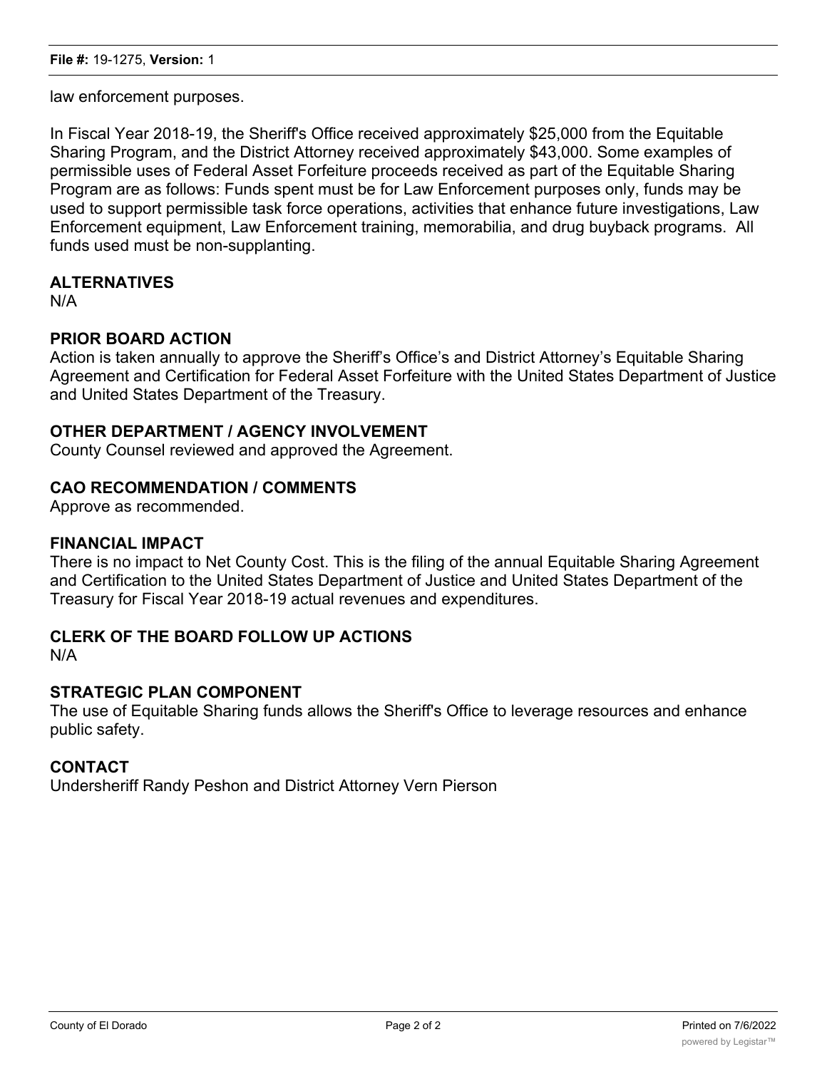law enforcement purposes.

In Fiscal Year 2018-19, the Sheriff's Office received approximately $25,000 from the Equitable Sharing Program, and the District Attorney received approximately $43,000. Some examples of permissible uses of Federal Asset Forfeiture proceeds received as part of the Equitable Sharing Program are as follows: Funds spent must be for Law Enforcement purposes only, funds may be used to support permissible task force operations, activities that enhance future investigations, Law Enforcement equipment, Law Enforcement training, memorabilia, and drug buyback programs. All funds used must be non-supplanting.

**ALTERNATIVES**
N/A

**PRIOR BOARD ACTION**
Action is taken annually to approve the Sheriff's Office's and District Attorney's Equitable Sharing Agreement and Certification for Federal Asset Forfeiture with the United States Department of Justice and United States Department of the Treasury.

**OTHER DEPARTMENT / AGENCY INVOLVEMENT**
County Counsel reviewed and approved the Agreement.

**CAO RECOMMENDATION / COMMENTS**
Approve as recommended.

**FINANCIAL IMPACT**
There is no impact to Net County Cost. This is the filing of the annual Equitable Sharing Agreement and Certification to the United States Department of Justice and United States Department of the Treasury for Fiscal Year 2018-19 actual revenues and expenditures.

**CLERK OF THE BOARD FOLLOW UP ACTIONS**
N/A

**STRATEGIC PLAN COMPONENT**
The use of Equitable Sharing funds allows the Sheriff's Office to leverage resources and enhance public safety.

**CONTACT**
Undersheriff Randy Peshon and District Attorney Vern Pierson